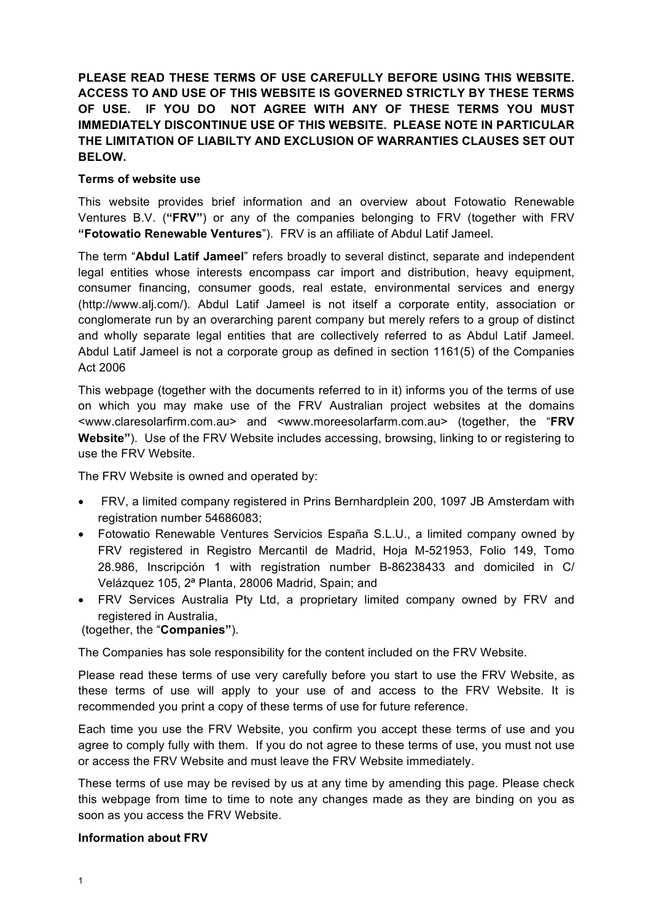**PLEASE READ THESE TERMS OF USE CAREFULLY BEFORE USING THIS WEBSITE. ACCESS TO AND USE OF THIS WEBSITE IS GOVERNED STRICTLY BY THESE TERMS OF USE. IF YOU DO NOT AGREE WITH ANY OF THESE TERMS YOU MUST IMMEDIATELY DISCONTINUE USE OF THIS WEBSITE. PLEASE NOTE IN PARTICULAR THE LIMITATION OF LIABILTY AND EXCLUSION OF WARRANTIES CLAUSES SET OUT BELOW.**

**Terms of website use**

This website provides brief information and an overview about Fotowatio Renewable Ventures B.V. (**"FRV"**) or any of the companies belonging to FRV (together with FRV **"Fotowatio Renewable Ventures**"). FRV is an affiliate of Abdul Latif Jameel.

The term "**Abdul Latif Jameel**" refers broadly to several distinct, separate and independent legal entities whose interests encompass car import and distribution, heavy equipment, consumer financing, consumer goods, real estate, environmental services and energy (http://www.alj.com/). Abdul Latif Jameel is not itself a corporate entity, association or conglomerate run by an overarching parent company but merely refers to a group of distinct and wholly separate legal entities that are collectively referred to as Abdul Latif Jameel. Abdul Latif Jameel is not a corporate group as defined in section 1161(5) of the Companies Act 2006

This webpage (together with the documents referred to in it) informs you of the terms of use on which you may make use of the FRV Australian project websites at the domains <www.claresolarfirm.com.au> and <www.moreesolarfarm.com.au> (together, the "**FRV Website"**). Use of the FRV Website includes accessing, browsing, linking to or registering to use the FRV Website.

The FRV Website is owned and operated by:

- FRV, a limited company registered in Prins Bernhardplein 200, 1097 JB Amsterdam with registration number 54686083;
- Fotowatio Renewable Ventures Servicios España S.L.U., a limited company owned by FRV registered in Registro Mercantil de Madrid, Hoja M-521953, Folio 149, Tomo 28.986, Inscripción 1 with registration number B-86238433 and domiciled in C/ Velázquez 105, 2ª Planta, 28006 Madrid, Spain; and
- FRV Services Australia Pty Ltd, a proprietary limited company owned by FRV and registered in Australia,

(together, the "**Companies"**).

The Companies has sole responsibility for the content included on the FRV Website.

Please read these terms of use very carefully before you start to use the FRV Website, as these terms of use will apply to your use of and access to the FRV Website. It is recommended you print a copy of these terms of use for future reference.

Each time you use the FRV Website, you confirm you accept these terms of use and you agree to comply fully with them. If you do not agree to these terms of use, you must not use or access the FRV Website and must leave the FRV Website immediately.

These terms of use may be revised by us at any time by amending this page. Please check this webpage from time to time to note any changes made as they are binding on you as soon as you access the FRV Website.

**Information about FRV**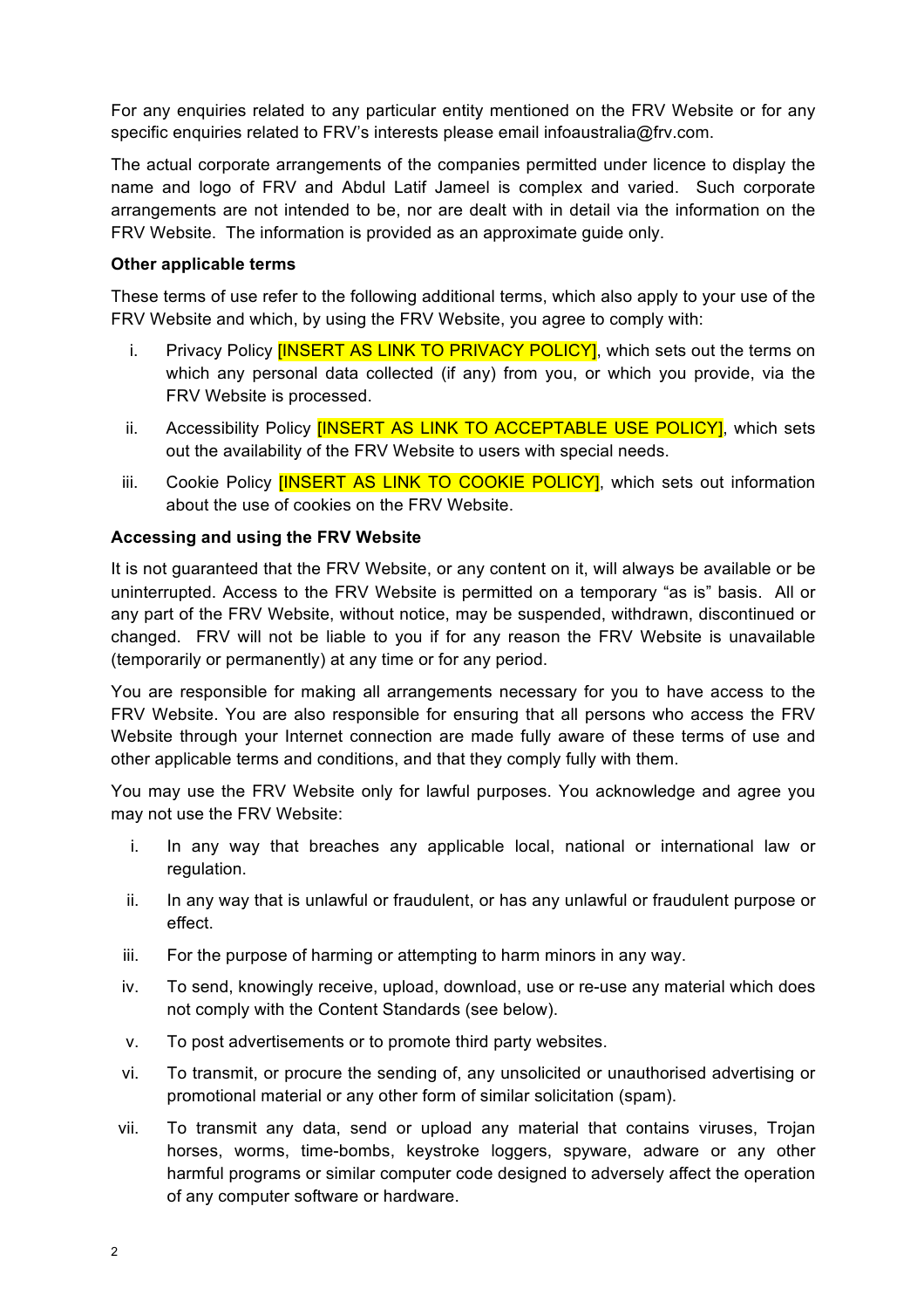For any enquiries related to any particular entity mentioned on the FRV Website or for any specific enquiries related to FRV's interests please email infoaustralia@frv.com.

The actual corporate arrangements of the companies permitted under licence to display the name and logo of FRV and Abdul Latif Jameel is complex and varied. Such corporate arrangements are not intended to be, nor are dealt with in detail via the information on the FRV Website. The information is provided as an approximate guide only.

**Other applicable terms**

These terms of use refer to the following additional terms, which also apply to your use of the FRV Website and which, by using the FRV Website, you agree to comply with:

i. Privacy Policy [INSERT AS LINK TO PRIVACY POLICY], which sets out the terms on which any personal data collected (if any) from you, or which you provide, via the FRV Website is processed.

ii. Accessibility Policy [INSERT AS LINK TO ACCEPTABLE USE POLICY], which sets out the availability of the FRV Website to users with special needs.

iii. Cookie Policy [INSERT AS LINK TO COOKIE POLICY], which sets out information about the use of cookies on the FRV Website.

**Accessing and using the FRV Website**

It is not guaranteed that the FRV Website, or any content on it, will always be available or be uninterrupted. Access to the FRV Website is permitted on a temporary "as is" basis. All or any part of the FRV Website, without notice, may be suspended, withdrawn, discontinued or changed. FRV will not be liable to you if for any reason the FRV Website is unavailable (temporarily or permanently) at any time or for any period.

You are responsible for making all arrangements necessary for you to have access to the FRV Website. You are also responsible for ensuring that all persons who access the FRV Website through your Internet connection are made fully aware of these terms of use and other applicable terms and conditions, and that they comply fully with them.

You may use the FRV Website only for lawful purposes. You acknowledge and agree you may not use the FRV Website:

i. In any way that breaches any applicable local, national or international law or regulation.

ii. In any way that is unlawful or fraudulent, or has any unlawful or fraudulent purpose or effect.

iii. For the purpose of harming or attempting to harm minors in any way.

iv. To send, knowingly receive, upload, download, use or re-use any material which does not comply with the Content Standards (see below).

v. To post advertisements or to promote third party websites.

vi. To transmit, or procure the sending of, any unsolicited or unauthorised advertising or promotional material or any other form of similar solicitation (spam).

vii. To transmit any data, send or upload any material that contains viruses, Trojan horses, worms, time-bombs, keystroke loggers, spyware, adware or any other harmful programs or similar computer code designed to adversely affect the operation of any computer software or hardware.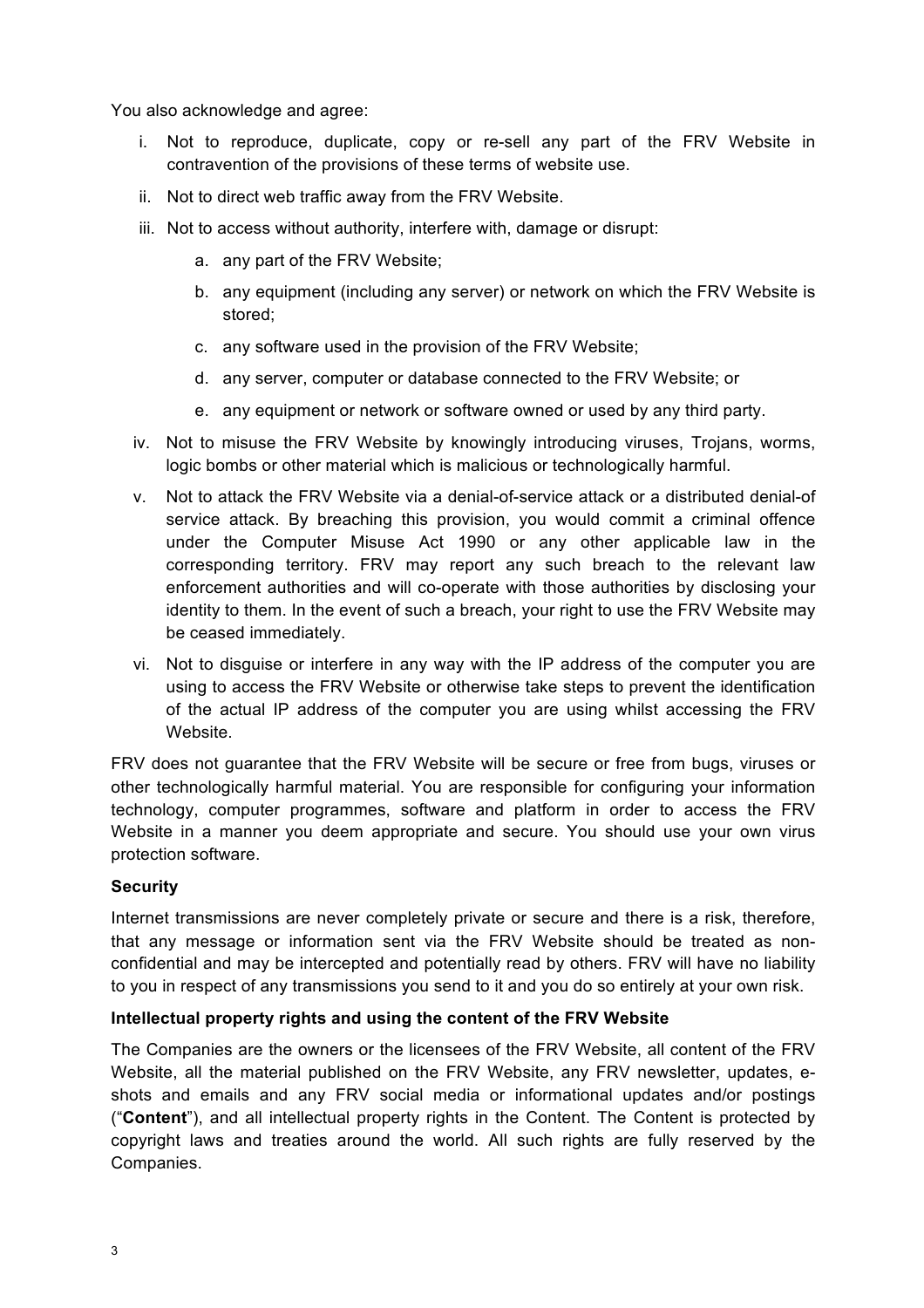You also acknowledge and agree:

i. Not to reproduce, duplicate, copy or re-sell any part of the FRV Website in contravention of the provisions of these terms of website use.
ii. Not to direct web traffic away from the FRV Website.
iii. Not to access without authority, interfere with, damage or disrupt:
    a. any part of the FRV Website;
    b. any equipment (including any server) or network on which the FRV Website is stored;
    c. any software used in the provision of the FRV Website;
    d. any server, computer or database connected to the FRV Website; or
    e. any equipment or network or software owned or used by any third party.
iv. Not to misuse the FRV Website by knowingly introducing viruses, Trojans, worms, logic bombs or other material which is malicious or technologically harmful.
v. Not to attack the FRV Website via a denial-of-service attack or a distributed denial-of service attack. By breaching this provision, you would commit a criminal offence under the Computer Misuse Act 1990 or any other applicable law in the corresponding territory. FRV may report any such breach to the relevant law enforcement authorities and will co-operate with those authorities by disclosing your identity to them. In the event of such a breach, your right to use the FRV Website may be ceased immediately.
vi. Not to disguise or interfere in any way with the IP address of the computer you are using to access the FRV Website or otherwise take steps to prevent the identification of the actual IP address of the computer you are using whilst accessing the FRV Website.

FRV does not guarantee that the FRV Website will be secure or free from bugs, viruses or other technologically harmful material. You are responsible for configuring your information technology, computer programmes, software and platform in order to access the FRV Website in a manner you deem appropriate and secure. You should use your own virus protection software.

**Security**

Internet transmissions are never completely private or secure and there is a risk, therefore, that any message or information sent via the FRV Website should be treated as non-confidential and may be intercepted and potentially read by others. FRV will have no liability to you in respect of any transmissions you send to it and you do so entirely at your own risk.

**Intellectual property rights and using the content of the FRV Website**

The Companies are the owners or the licensees of the FRV Website, all content of the FRV Website, all the material published on the FRV Website, any FRV newsletter, updates, e-shots and emails and any FRV social media or informational updates and/or postings ("**Content**"), and all intellectual property rights in the Content. The Content is protected by copyright laws and treaties around the world. All such rights are fully reserved by the Companies.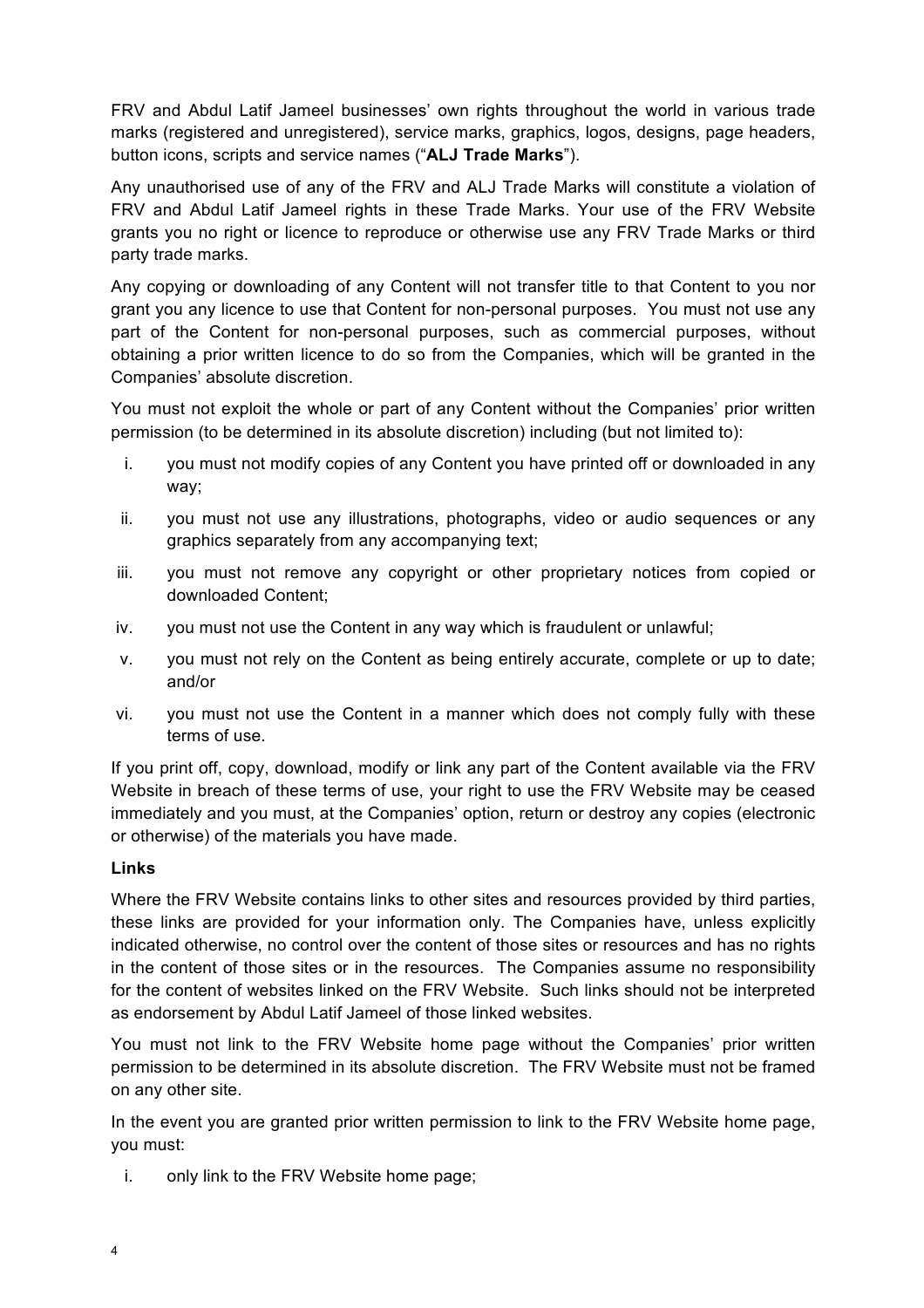FRV and Abdul Latif Jameel businesses' own rights throughout the world in various trade marks (registered and unregistered), service marks, graphics, logos, designs, page headers, button icons, scripts and service names ("**ALJ Trade Marks**").

Any unauthorised use of any of the FRV and ALJ Trade Marks will constitute a violation of FRV and Abdul Latif Jameel rights in these Trade Marks. Your use of the FRV Website grants you no right or licence to reproduce or otherwise use any FRV Trade Marks or third party trade marks.

Any copying or downloading of any Content will not transfer title to that Content to you nor grant you any licence to use that Content for non-personal purposes. You must not use any part of the Content for non-personal purposes, such as commercial purposes, without obtaining a prior written licence to do so from the Companies, which will be granted in the Companies' absolute discretion.

You must not exploit the whole or part of any Content without the Companies' prior written permission (to be determined in its absolute discretion) including (but not limited to):

i. you must not modify copies of any Content you have printed off or downloaded in any way;

ii. you must not use any illustrations, photographs, video or audio sequences or any graphics separately from any accompanying text;

iii. you must not remove any copyright or other proprietary notices from copied or downloaded Content;

iv. you must not use the Content in any way which is fraudulent or unlawful;

v. you must not rely on the Content as being entirely accurate, complete or up to date; and/or

vi. you must not use the Content in a manner which does not comply fully with these terms of use.

If you print off, copy, download, modify or link any part of the Content available via the FRV Website in breach of these terms of use, your right to use the FRV Website may be ceased immediately and you must, at the Companies' option, return or destroy any copies (electronic or otherwise) of the materials you have made.

**Links**

Where the FRV Website contains links to other sites and resources provided by third parties, these links are provided for your information only. The Companies have, unless explicitly indicated otherwise, no control over the content of those sites or resources and has no rights in the content of those sites or in the resources. The Companies assume no responsibility for the content of websites linked on the FRV Website. Such links should not be interpreted as endorsement by Abdul Latif Jameel of those linked websites.

You must not link to the FRV Website home page without the Companies' prior written permission to be determined in its absolute discretion. The FRV Website must not be framed on any other site.

In the event you are granted prior written permission to link to the FRV Website home page, you must:

i. only link to the FRV Website home page;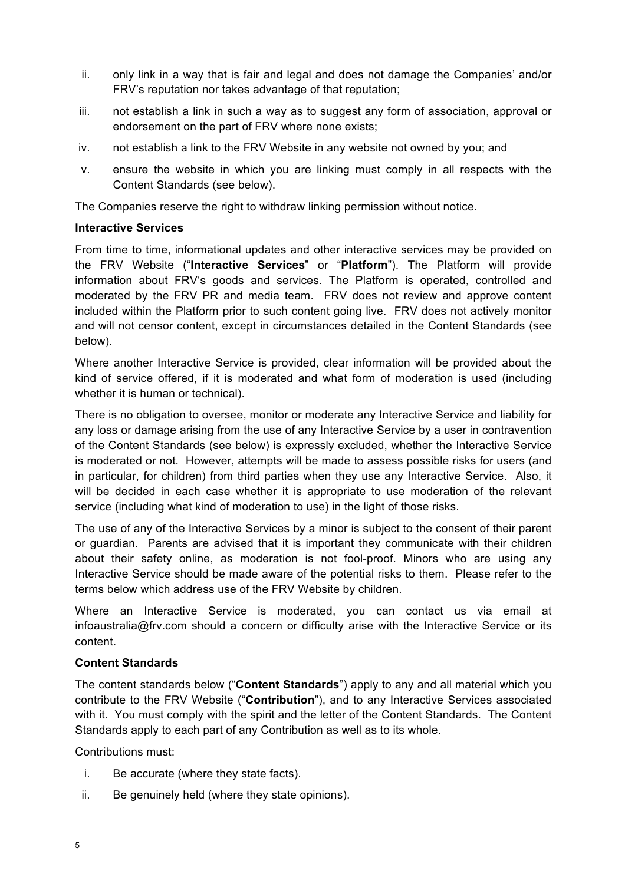ii. only link in a way that is fair and legal and does not damage the Companies' and/or FRV's reputation nor takes advantage of that reputation;

iii. not establish a link in such a way as to suggest any form of association, approval or endorsement on the part of FRV where none exists;

iv. not establish a link to the FRV Website in any website not owned by you; and

v. ensure the website in which you are linking must comply in all respects with the Content Standards (see below).

The Companies reserve the right to withdraw linking permission without notice.

**Interactive Services**

From time to time, informational updates and other interactive services may be provided on the FRV Website ("**Interactive Services**" or "**Platform**"). The Platform will provide information about FRV's goods and services. The Platform is operated, controlled and moderated by the FRV PR and media team. FRV does not review and approve content included within the Platform prior to such content going live. FRV does not actively monitor and will not censor content, except in circumstances detailed in the Content Standards (see below).

Where another Interactive Service is provided, clear information will be provided about the kind of service offered, if it is moderated and what form of moderation is used (including whether it is human or technical).

There is no obligation to oversee, monitor or moderate any Interactive Service and liability for any loss or damage arising from the use of any Interactive Service by a user in contravention of the Content Standards (see below) is expressly excluded, whether the Interactive Service is moderated or not. However, attempts will be made to assess possible risks for users (and in particular, for children) from third parties when they use any Interactive Service. Also, it will be decided in each case whether it is appropriate to use moderation of the relevant service (including what kind of moderation to use) in the light of those risks.

The use of any of the Interactive Services by a minor is subject to the consent of their parent or guardian. Parents are advised that it is important they communicate with their children about their safety online, as moderation is not fool-proof. Minors who are using any Interactive Service should be made aware of the potential risks to them. Please refer to the terms below which address use of the FRV Website by children.

Where an Interactive Service is moderated, you can contact us via email at infoaustralia@frv.com should a concern or difficulty arise with the Interactive Service or its content.

**Content Standards**

The content standards below ("**Content Standards**") apply to any and all material which you contribute to the FRV Website ("**Contribution**"), and to any Interactive Services associated with it. You must comply with the spirit and the letter of the Content Standards. The Content Standards apply to each part of any Contribution as well as to its whole.

Contributions must:

i. Be accurate (where they state facts).

ii. Be genuinely held (where they state opinions).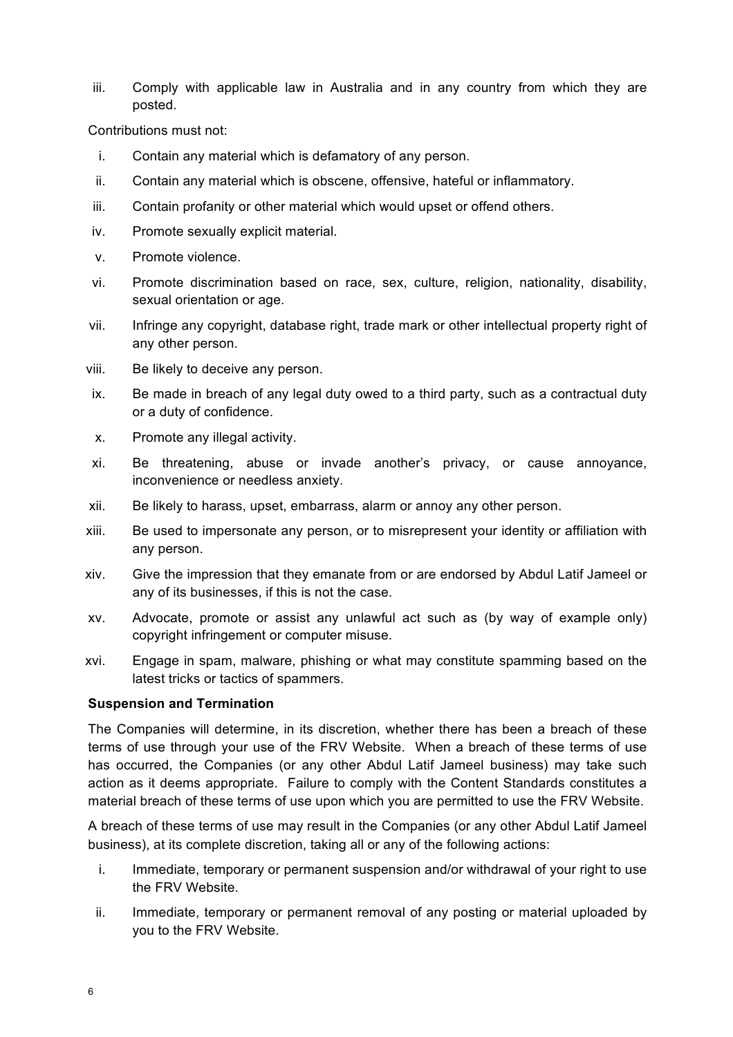iii. Comply with applicable law in Australia and in any country from which they are posted.

Contributions must not:

i. Contain any material which is defamatory of any person.
ii. Contain any material which is obscene, offensive, hateful or inflammatory.
iii. Contain profanity or other material which would upset or offend others.
iv. Promote sexually explicit material.
v. Promote violence.
vi. Promote discrimination based on race, sex, culture, religion, nationality, disability, sexual orientation or age.
vii. Infringe any copyright, database right, trade mark or other intellectual property right of any other person.
viii. Be likely to deceive any person.
ix. Be made in breach of any legal duty owed to a third party, such as a contractual duty or a duty of confidence.
x. Promote any illegal activity.
xi. Be threatening, abuse or invade another's privacy, or cause annoyance, inconvenience or needless anxiety.
xii. Be likely to harass, upset, embarrass, alarm or annoy any other person.
xiii. Be used to impersonate any person, or to misrepresent your identity or affiliation with any person.
xiv. Give the impression that they emanate from or are endorsed by Abdul Latif Jameel or any of its businesses, if this is not the case.
xv. Advocate, promote or assist any unlawful act such as (by way of example only) copyright infringement or computer misuse.
xvi. Engage in spam, malware, phishing or what may constitute spamming based on the latest tricks or tactics of spammers.

**Suspension and Termination**

The Companies will determine, in its discretion, whether there has been a breach of these terms of use through your use of the FRV Website. When a breach of these terms of use has occurred, the Companies (or any other Abdul Latif Jameel business) may take such action as it deems appropriate. Failure to comply with the Content Standards constitutes a material breach of these terms of use upon which you are permitted to use the FRV Website.

A breach of these terms of use may result in the Companies (or any other Abdul Latif Jameel business), at its complete discretion, taking all or any of the following actions:

i. Immediate, temporary or permanent suspension and/or withdrawal of your right to use the FRV Website.
ii. Immediate, temporary or permanent removal of any posting or material uploaded by you to the FRV Website.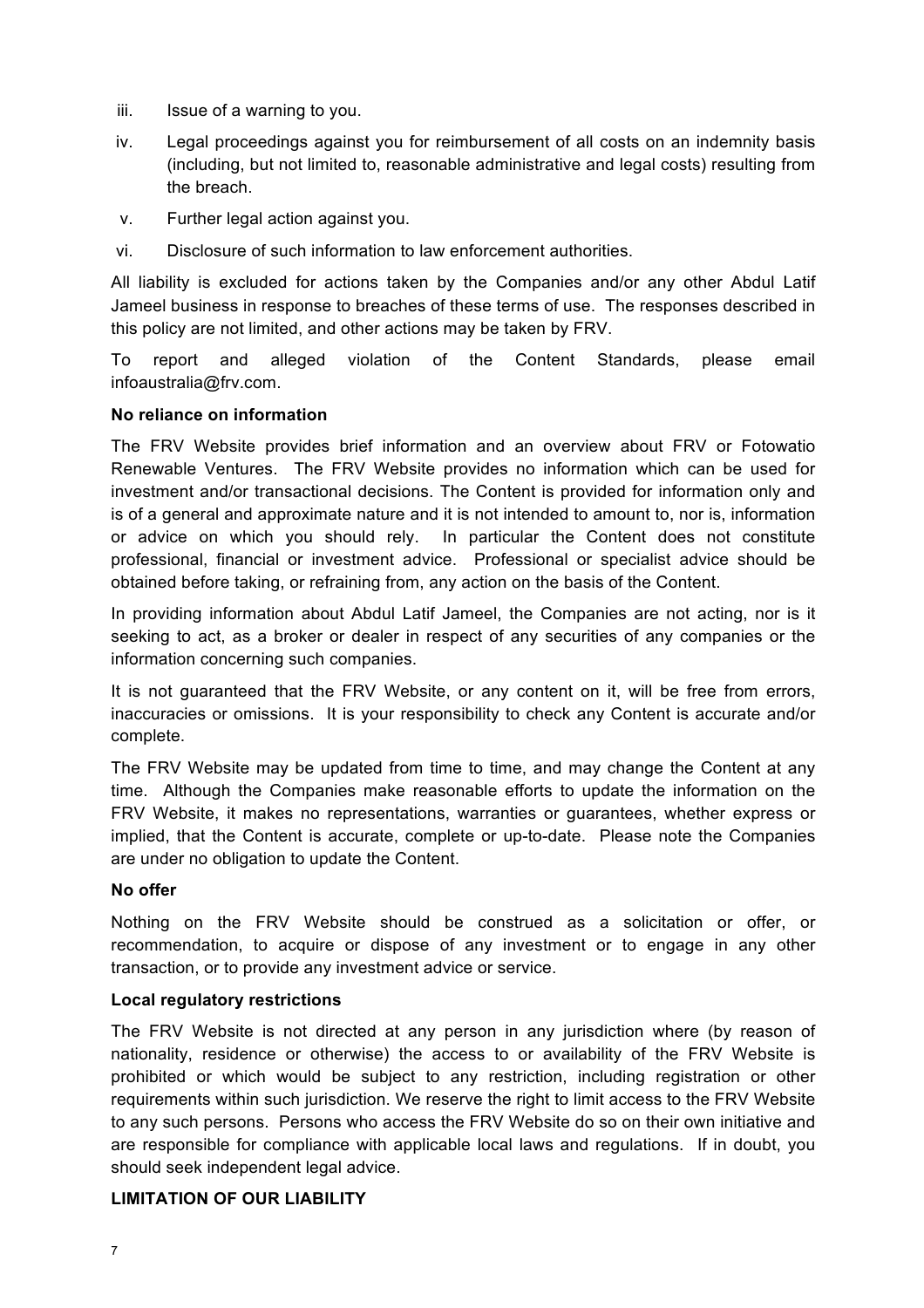iii. Issue of a warning to you.

iv. Legal proceedings against you for reimbursement of all costs on an indemnity basis (including, but not limited to, reasonable administrative and legal costs) resulting from the breach.

v. Further legal action against you.

vi. Disclosure of such information to law enforcement authorities.

All liability is excluded for actions taken by the Companies and/or any other Abdul Latif Jameel business in response to breaches of these terms of use. The responses described in this policy are not limited, and other actions may be taken by FRV.

To report and alleged violation of the Content Standards, please email infoaustralia@frv.com.

**No reliance on information**

The FRV Website provides brief information and an overview about FRV or Fotowatio Renewable Ventures. The FRV Website provides no information which can be used for investment and/or transactional decisions. The Content is provided for information only and is of a general and approximate nature and it is not intended to amount to, nor is, information or advice on which you should rely. In particular the Content does not constitute professional, financial or investment advice. Professional or specialist advice should be obtained before taking, or refraining from, any action on the basis of the Content.

In providing information about Abdul Latif Jameel, the Companies are not acting, nor is it seeking to act, as a broker or dealer in respect of any securities of any companies or the information concerning such companies.

It is not guaranteed that the FRV Website, or any content on it, will be free from errors, inaccuracies or omissions. It is your responsibility to check any Content is accurate and/or complete.

The FRV Website may be updated from time to time, and may change the Content at any time. Although the Companies make reasonable efforts to update the information on the FRV Website, it makes no representations, warranties or guarantees, whether express or implied, that the Content is accurate, complete or up-to-date. Please note the Companies are under no obligation to update the Content.

**No offer**

Nothing on the FRV Website should be construed as a solicitation or offer, or recommendation, to acquire or dispose of any investment or to engage in any other transaction, or to provide any investment advice or service.

**Local regulatory restrictions**

The FRV Website is not directed at any person in any jurisdiction where (by reason of nationality, residence or otherwise) the access to or availability of the FRV Website is prohibited or which would be subject to any restriction, including registration or other requirements within such jurisdiction. We reserve the right to limit access to the FRV Website to any such persons. Persons who access the FRV Website do so on their own initiative and are responsible for compliance with applicable local laws and regulations. If in doubt, you should seek independent legal advice.

**LIMITATION OF OUR LIABILITY**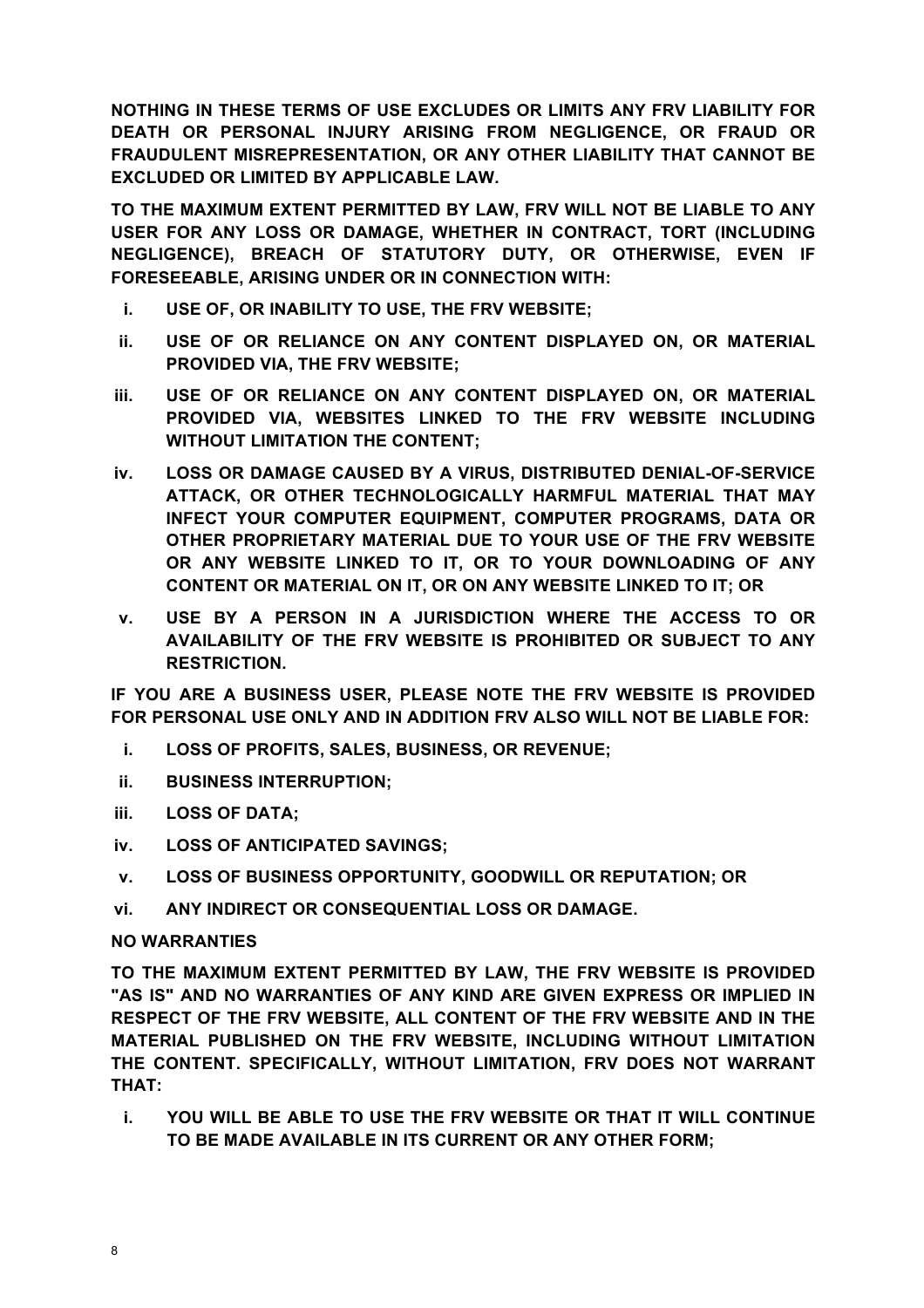**NOTHING IN THESE TERMS OF USE EXCLUDES OR LIMITS ANY FRV LIABILITY FOR DEATH OR PERSONAL INJURY ARISING FROM NEGLIGENCE, OR FRAUD OR FRAUDULENT MISREPRESENTATION, OR ANY OTHER LIABILITY THAT CANNOT BE EXCLUDED OR LIMITED BY APPLICABLE LAW.**

**TO THE MAXIMUM EXTENT PERMITTED BY LAW, FRV WILL NOT BE LIABLE TO ANY USER FOR ANY LOSS OR DAMAGE, WHETHER IN CONTRACT, TORT (INCLUDING NEGLIGENCE), BREACH OF STATUTORY DUTY, OR OTHERWISE, EVEN IF FORESEEABLE, ARISING UNDER OR IN CONNECTION WITH:**

- **i. USE OF, OR INABILITY TO USE, THE FRV WEBSITE;**
- **ii. USE OF OR RELIANCE ON ANY CONTENT DISPLAYED ON, OR MATERIAL PROVIDED VIA, THE FRV WEBSITE;**
- **iii. USE OF OR RELIANCE ON ANY CONTENT DISPLAYED ON, OR MATERIAL PROVIDED VIA, WEBSITES LINKED TO THE FRV WEBSITE INCLUDING WITHOUT LIMITATION THE CONTENT;**
- **iv. LOSS OR DAMAGE CAUSED BY A VIRUS, DISTRIBUTED DENIAL-OF-SERVICE ATTACK, OR OTHER TECHNOLOGICALLY HARMFUL MATERIAL THAT MAY INFECT YOUR COMPUTER EQUIPMENT, COMPUTER PROGRAMS, DATA OR OTHER PROPRIETARY MATERIAL DUE TO YOUR USE OF THE FRV WEBSITE OR ANY WEBSITE LINKED TO IT, OR TO YOUR DOWNLOADING OF ANY CONTENT OR MATERIAL ON IT, OR ON ANY WEBSITE LINKED TO IT; OR**
- **v. USE BY A PERSON IN A JURISDICTION WHERE THE ACCESS TO OR AVAILABILITY OF THE FRV WEBSITE IS PROHIBITED OR SUBJECT TO ANY RESTRICTION.**

**IF YOU ARE A BUSINESS USER, PLEASE NOTE THE FRV WEBSITE IS PROVIDED FOR PERSONAL USE ONLY AND IN ADDITION FRV ALSO WILL NOT BE LIABLE FOR:**

- **i. LOSS OF PROFITS, SALES, BUSINESS, OR REVENUE;**
- **ii. BUSINESS INTERRUPTION;**
- **iii. LOSS OF DATA;**
- **iv. LOSS OF ANTICIPATED SAVINGS;**
- **v. LOSS OF BUSINESS OPPORTUNITY, GOODWILL OR REPUTATION; OR**
- **vi. ANY INDIRECT OR CONSEQUENTIAL LOSS OR DAMAGE.**

**NO WARRANTIES**

**TO THE MAXIMUM EXTENT PERMITTED BY LAW, THE FRV WEBSITE IS PROVIDED "AS IS" AND NO WARRANTIES OF ANY KIND ARE GIVEN EXPRESS OR IMPLIED IN RESPECT OF THE FRV WEBSITE, ALL CONTENT OF THE FRV WEBSITE AND IN THE MATERIAL PUBLISHED ON THE FRV WEBSITE, INCLUDING WITHOUT LIMITATION THE CONTENT. SPECIFICALLY, WITHOUT LIMITATION, FRV DOES NOT WARRANT THAT:**

- **i. YOU WILL BE ABLE TO USE THE FRV WEBSITE OR THAT IT WILL CONTINUE TO BE MADE AVAILABLE IN ITS CURRENT OR ANY OTHER FORM;**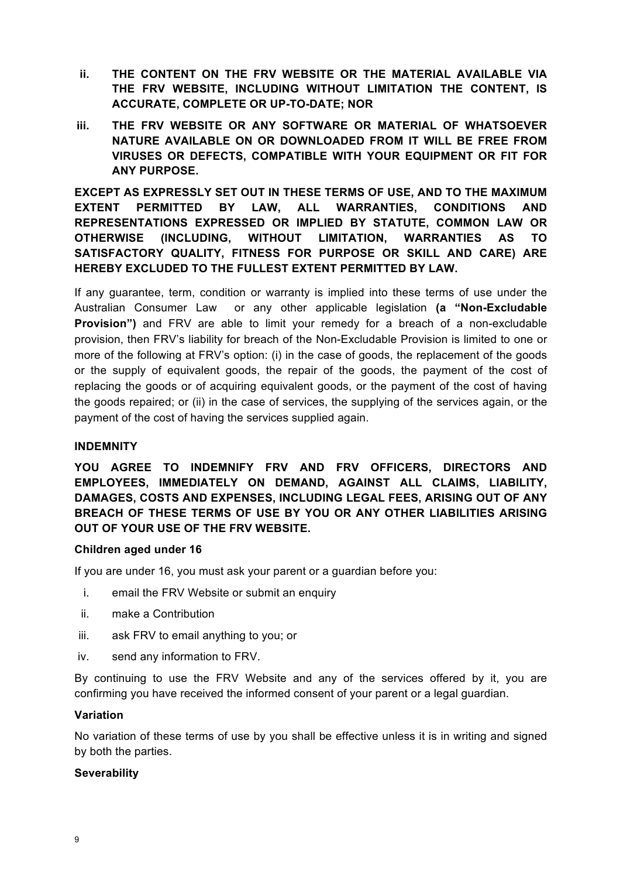ii. **THE CONTENT ON THE FRV WEBSITE OR THE MATERIAL AVAILABLE VIA THE FRV WEBSITE, INCLUDING WITHOUT LIMITATION THE CONTENT, IS ACCURATE, COMPLETE OR UP-TO-DATE; NOR**

iii. **THE FRV WEBSITE OR ANY SOFTWARE OR MATERIAL OF WHATSOEVER NATURE AVAILABLE ON OR DOWNLOADED FROM IT WILL BE FREE FROM VIRUSES OR DEFECTS, COMPATIBLE WITH YOUR EQUIPMENT OR FIT FOR ANY PURPOSE.**

**EXCEPT AS EXPRESSLY SET OUT IN THESE TERMS OF USE, AND TO THE MAXIMUM EXTENT PERMITTED BY LAW, ALL WARRANTIES, CONDITIONS AND REPRESENTATIONS EXPRESSED OR IMPLIED BY STATUTE, COMMON LAW OR OTHERWISE (INCLUDING, WITHOUT LIMITATION, WARRANTIES AS TO SATISFACTORY QUALITY, FITNESS FOR PURPOSE OR SKILL AND CARE) ARE HEREBY EXCLUDED TO THE FULLEST EXTENT PERMITTED BY LAW.**

If any guarantee, term, condition or warranty is implied into these terms of use under the Australian Consumer Law or any other applicable legislation **(a "Non-Excludable Provision")** and FRV are able to limit your remedy for a breach of a non-excludable provision, then FRV's liability for breach of the Non-Excludable Provision is limited to one or more of the following at FRV's option: (i) in the case of goods, the replacement of the goods or the supply of equivalent goods, the repair of the goods, the payment of the cost of replacing the goods or of acquiring equivalent goods, or the payment of the cost of having the goods repaired; or (ii) in the case of services, the supplying of the services again, or the payment of the cost of having the services supplied again.

**INDEMNITY**

**YOU AGREE TO INDEMNIFY FRV AND FRV OFFICERS, DIRECTORS AND EMPLOYEES, IMMEDIATELY ON DEMAND, AGAINST ALL CLAIMS, LIABILITY, DAMAGES, COSTS AND EXPENSES, INCLUDING LEGAL FEES, ARISING OUT OF ANY BREACH OF THESE TERMS OF USE BY YOU OR ANY OTHER LIABILITIES ARISING OUT OF YOUR USE OF THE FRV WEBSITE.**

**Children aged under 16**

If you are under 16, you must ask your parent or a guardian before you:

i. email the FRV Website or submit an enquiry
ii. make a Contribution
iii. ask FRV to email anything to you; or
iv. send any information to FRV.

By continuing to use the FRV Website and any of the services offered by it, you are confirming you have received the informed consent of your parent or a legal guardian.

**Variation**

No variation of these terms of use by you shall be effective unless it is in writing and signed by both the parties.

**Severability**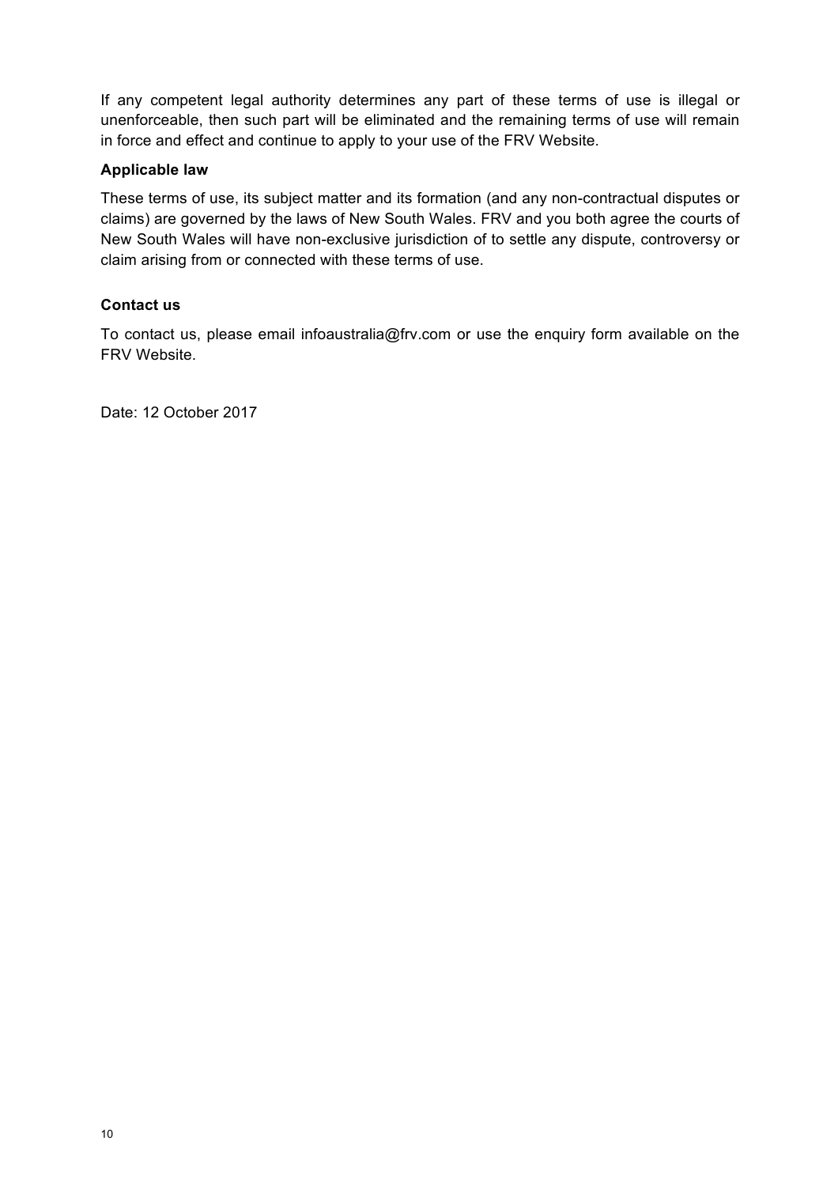If any competent legal authority determines any part of these terms of use is illegal or unenforceable, then such part will be eliminated and the remaining terms of use will remain in force and effect and continue to apply to your use of the FRV Website.

**Applicable law**

These terms of use, its subject matter and its formation (and any non-contractual disputes or claims) are governed by the laws of New South Wales. FRV and you both agree the courts of New South Wales will have non-exclusive jurisdiction of to settle any dispute, controversy or claim arising from or connected with these terms of use.

**Contact us**

To contact us, please email infoaustralia@frv.com or use the enquiry form available on the FRV Website.

Date: 12 October 2017